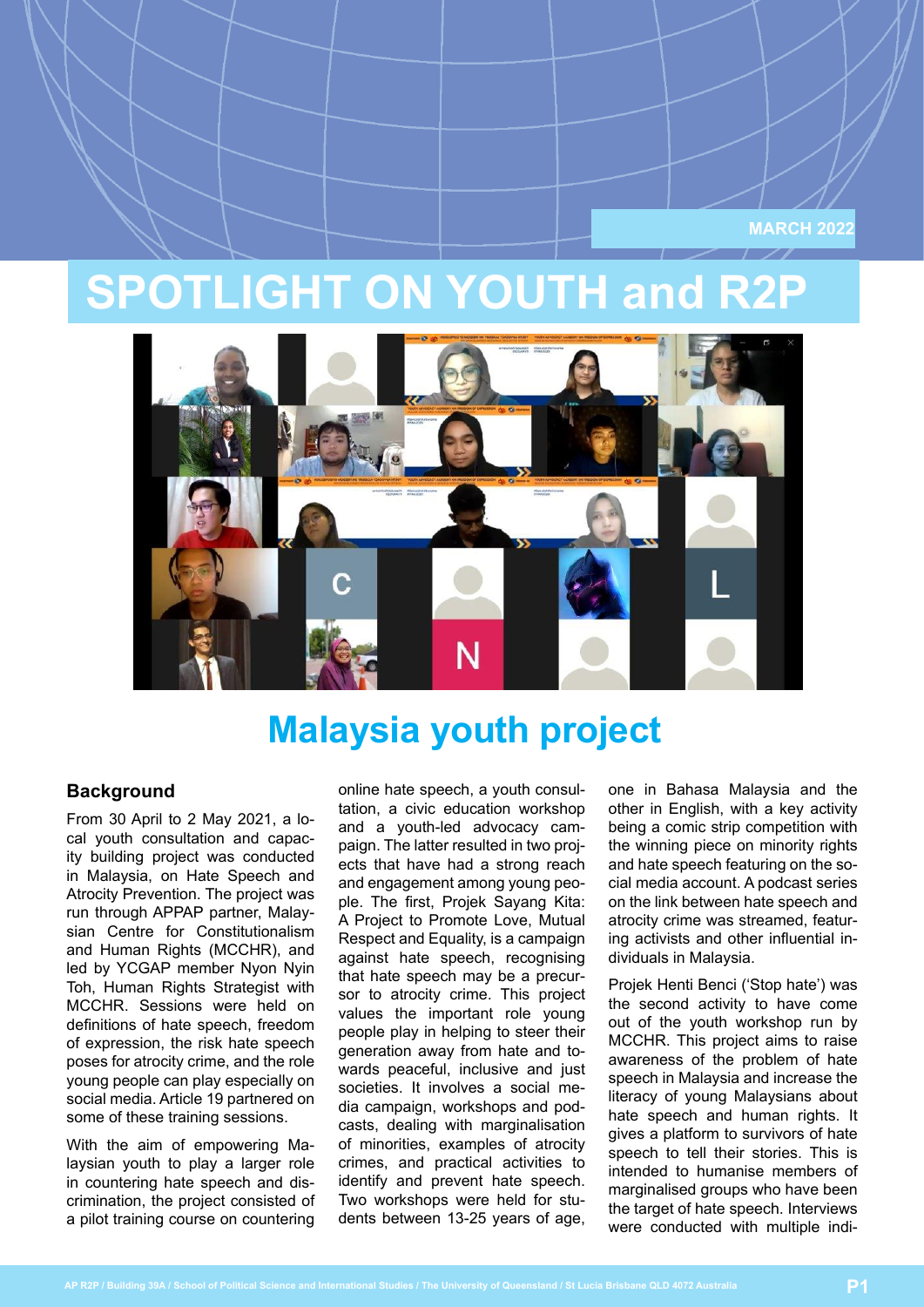MARCH 2022

# SPOTLIGHT ON YOUTH and R2P

## Malaysia youth project

### Background

From 30 April to 2 May 2021, a local youth consultation and capacity building project was conducted in Malaysia, on Hate Speech and Atrocity Prevention. The project was run through APPAP partner, Malaysian Centre for Constitutionalism and Human Rights (MCCHR), and led by YCGAP member Nyon Nyin Toh, Human Rights Strategist with MCCHR. Sessions were held on definitions of hate speech, freedom of expression, the risk hate speech poses for atrocity crime, and the role young people can play especially on social media. Article 19 partnered on some of these training sessions.

With the aim of empowering Malaysian youth to play a larger role in countering hate speech and discrimination, the project consisted of a pilot training course on countering online hate speech, a youth consultation, a civic education workshop and a youth-led advocacy campaign. The latter resulted in two projects that have had a strong reach and engagement among young people. The first, Projek Sayang Kita: A Project to Promote Love, Mutual Respect and Equality, is a campaign against hate speech, recognising that hate speech may be a precursor to atrocity crime. This project values the important role young people play in helping to steer their generation away from hate and towards peaceful, inclusive and just societies. It involves a social media campaign, workshops and podcasts, dealing with marginalisation of minorities, examples of atrocity crimes, and practical activities to identify and prevent hate speech. Two workshops were held for students between 13-25 years of age, one in Bahasa Malaysia and the other in English, with a key activity being a comic strip competition with the winning piece on minority rights and hate speech featuring on the social media account. A podcast series on the link between hate speech and atrocity crime was streamed, featuring activists and other influential individuals in Malaysia.

Projek Henti Benci ('Stop hate') was the second activity to have come out of the youth workshop run by MCCHR. This project aims to raise awareness of the problem of hate speech in Malaysia and increase the literacy of young Malaysians about hate speech and human rights. It gives a platform to survivors of hate speech to tell their stories. This is intended to humanise members of marginalised groups who have been the target of hate speech. Interviews were conducted with multiple indi-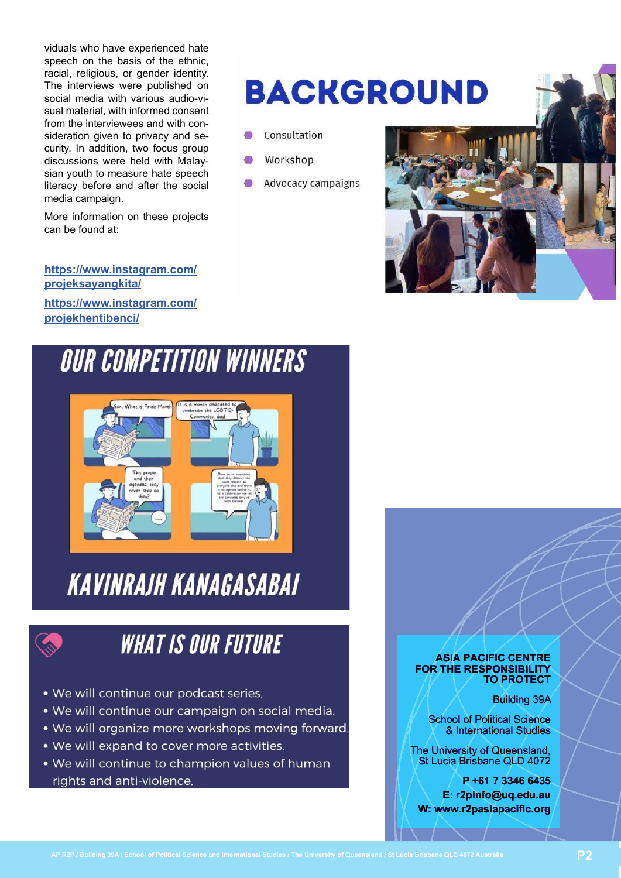viduals who have experienced hate speech on the basis of the ethnic, racial, religious, or gender identity. The interviews were published on social media with various audio-visual material, with informed consent from the interviewees and with consideration given to privacy and security. In addition, two focus group discussions were held with Malaysian youth to measure hate speech literacy before and after the social media campaign.

More information on these projects can be found at:

https://www.instagram.com/projeksayangkita/

https://www.instagram.com/projekhentibenci/

# BACKGROUND

- Consultation
- Workshop
- Advocacy campaigns

# OUR COMPETITION WINNERS

KAVINRAJH KANAGASABAI

# WHAT IS OUR FUTURE

- We will continue our podcast series.
- We will continue our campaign on social media.
- We will organize more workshops moving forward.
- We will expand to cover more activities.
- We will continue to champion values of human rights and anti-violence.

**ASIA PACIFIC CENTRE FOR THE RESPONSIBILITY TO PROTECT**

Building 39A

School of Political Science & International Studies

The University of Queensland, St Lucia Brisbane QLD 4072

**P +61 7 3346 6435**

**E: r2pinfo@uq.edu.au**

**W: www.r2pasiapacific.org**